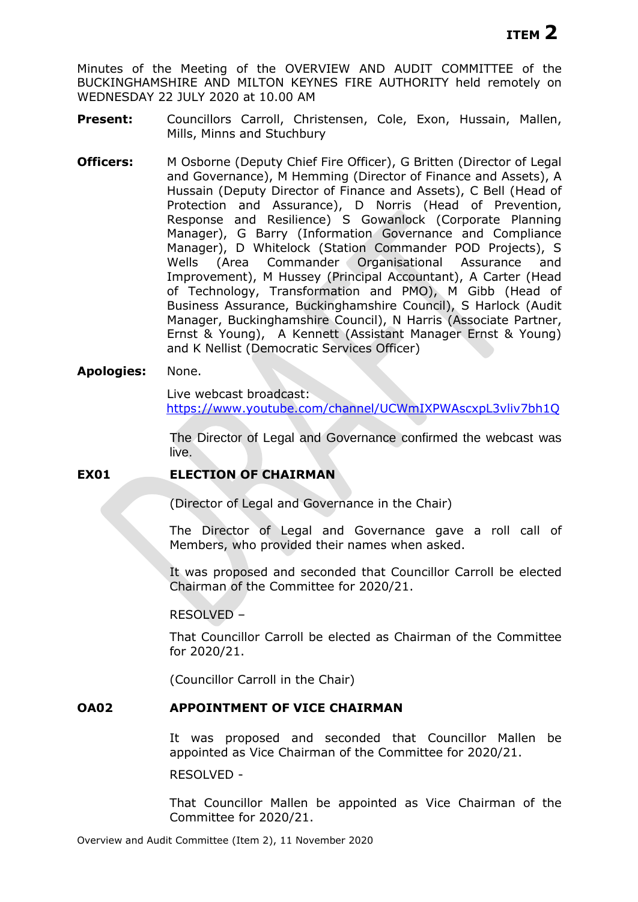**ITEM 2**

Minutes of the Meeting of the OVERVIEW AND AUDIT COMMITTEE of the BUCKINGHAMSHIRE AND MILTON KEYNES FIRE AUTHORITY held remotely on WEDNESDAY 22 JULY 2020 at 10.00 AM

**Present:** Councillors Carroll, Christensen, Cole, Exon, Hussain, Mallen, Mills, Minns and Stuchbury

**Officers:** M Osborne (Deputy Chief Fire Officer), G Britten (Director of Legal and Governance), M Hemming (Director of Finance and Assets), A Hussain (Deputy Director of Finance and Assets), C Bell (Head of Protection and Assurance), D Norris (Head of Prevention, Response and Resilience) S Gowanlock (Corporate Planning Manager), G Barry (Information Governance and Compliance Manager), D Whitelock (Station Commander POD Projects), S Wells (Area Commander Organisational Assurance and Improvement), M Hussey (Principal Accountant), A Carter (Head of Technology, Transformation and PMO), M Gibb (Head of Business Assurance, Buckinghamshire Council), S Harlock (Audit Manager, Buckinghamshire Council), N Harris (Associate Partner, Ernst & Young), A Kennett (Assistant Manager Ernst & Young) and K Nellist (Democratic Services Officer)

**Apologies:** None.

Live webcast broadcast:
https://www.youtube.com/channel/UCWmIXPWAscxpL3vliv7bh1Q

The Director of Legal and Governance confirmed the webcast was live.

**EX01 ELECTION OF CHAIRMAN**

(Director of Legal and Governance in the Chair)

The Director of Legal and Governance gave a roll call of Members, who provided their names when asked.

It was proposed and seconded that Councillor Carroll be elected Chairman of the Committee for 2020/21.

RESOLVED –

That Councillor Carroll be elected as Chairman of the Committee for 2020/21.

(Councillor Carroll in the Chair)

**OA02 APPOINTMENT OF VICE CHAIRMAN**

It was proposed and seconded that Councillor Mallen be appointed as Vice Chairman of the Committee for 2020/21.

RESOLVED -

That Councillor Mallen be appointed as Vice Chairman of the Committee for 2020/21.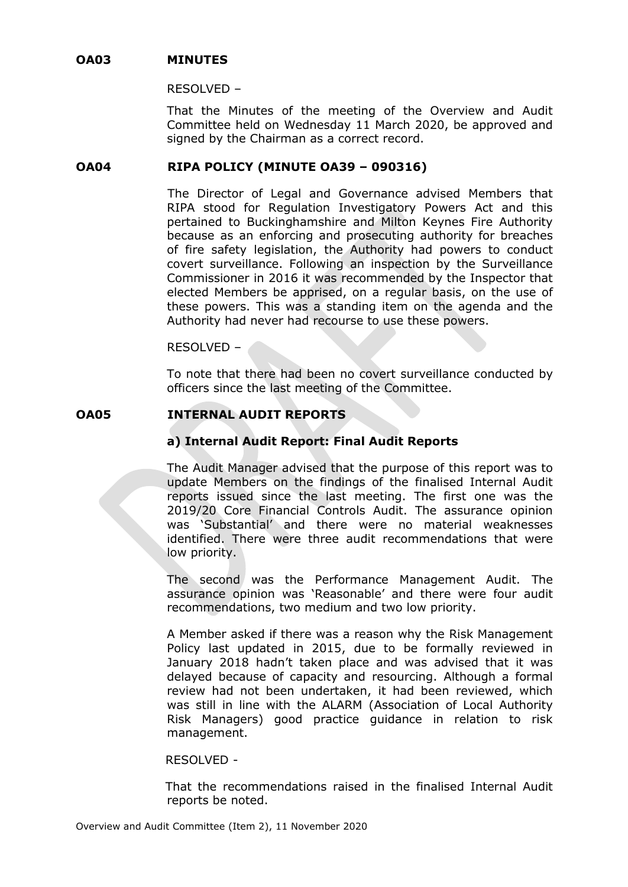**OA03 MINUTES**

RESOLVED –

That the Minutes of the meeting of the Overview and Audit Committee held on Wednesday 11 March 2020, be approved and signed by the Chairman as a correct record.

**OA04 RIPA POLICY (MINUTE OA39 – 090316)**

The Director of Legal and Governance advised Members that RIPA stood for Regulation Investigatory Powers Act and this pertained to Buckinghamshire and Milton Keynes Fire Authority because as an enforcing and prosecuting authority for breaches of fire safety legislation, the Authority had powers to conduct covert surveillance. Following an inspection by the Surveillance Commissioner in 2016 it was recommended by the Inspector that elected Members be apprised, on a regular basis, on the use of these powers. This was a standing item on the agenda and the Authority had never had recourse to use these powers.

RESOLVED –

To note that there had been no covert surveillance conducted by officers since the last meeting of the Committee.

**OA05 INTERNAL AUDIT REPORTS**

**a) Internal Audit Report: Final Audit Reports**

The Audit Manager advised that the purpose of this report was to update Members on the findings of the finalised Internal Audit reports issued since the last meeting. The first one was the 2019/20 Core Financial Controls Audit. The assurance opinion was 'Substantial' and there were no material weaknesses identified. There were three audit recommendations that were low priority.

The second was the Performance Management Audit. The assurance opinion was 'Reasonable' and there were four audit recommendations, two medium and two low priority.

A Member asked if there was a reason why the Risk Management Policy last updated in 2015, due to be formally reviewed in January 2018 hadn't taken place and was advised that it was delayed because of capacity and resourcing. Although a formal review had not been undertaken, it had been reviewed, which was still in line with the ALARM (Association of Local Authority Risk Managers) good practice guidance in relation to risk management.

RESOLVED -

That the recommendations raised in the finalised Internal Audit reports be noted.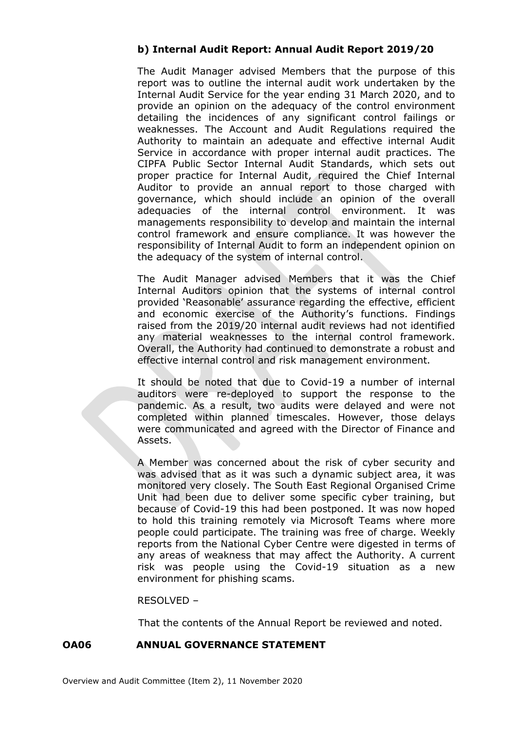**b) Internal Audit Report: Annual Audit Report 2019/20**

The Audit Manager advised Members that the purpose of this report was to outline the internal audit work undertaken by the Internal Audit Service for the year ending 31 March 2020, and to provide an opinion on the adequacy of the control environment detailing the incidences of any significant control failings or weaknesses. The Account and Audit Regulations required the Authority to maintain an adequate and effective internal Audit Service in accordance with proper internal audit practices. The CIPFA Public Sector Internal Audit Standards, which sets out proper practice for Internal Audit, required the Chief Internal Auditor to provide an annual report to those charged with governance, which should include an opinion of the overall adequacies of the internal control environment. It was managements responsibility to develop and maintain the internal control framework and ensure compliance. It was however the responsibility of Internal Audit to form an independent opinion on the adequacy of the system of internal control.

The Audit Manager advised Members that it was the Chief Internal Auditors opinion that the systems of internal control provided 'Reasonable' assurance regarding the effective, efficient and economic exercise of the Authority's functions. Findings raised from the 2019/20 internal audit reviews had not identified any material weaknesses to the internal control framework. Overall, the Authority had continued to demonstrate a robust and effective internal control and risk management environment.

It should be noted that due to Covid-19 a number of internal auditors were re-deployed to support the response to the pandemic. As a result, two audits were delayed and were not completed within planned timescales. However, those delays were communicated and agreed with the Director of Finance and Assets.

A Member was concerned about the risk of cyber security and was advised that as it was such a dynamic subject area, it was monitored very closely. The South East Regional Organised Crime Unit had been due to deliver some specific cyber training, but because of Covid-19 this had been postponed. It was now hoped to hold this training remotely via Microsoft Teams where more people could participate. The training was free of charge. Weekly reports from the National Cyber Centre were digested in terms of any areas of weakness that may affect the Authority. A current risk was people using the Covid-19 situation as a new environment for phishing scams.

RESOLVED –

That the contents of the Annual Report be reviewed and noted.

**OA06 ANNUAL GOVERNANCE STATEMENT**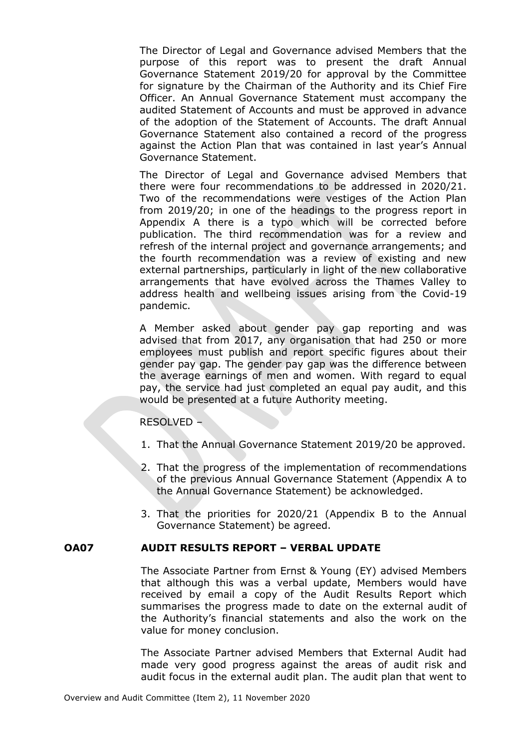The Director of Legal and Governance advised Members that the purpose of this report was to present the draft Annual Governance Statement 2019/20 for approval by the Committee for signature by the Chairman of the Authority and its Chief Fire Officer. An Annual Governance Statement must accompany the audited Statement of Accounts and must be approved in advance of the adoption of the Statement of Accounts. The draft Annual Governance Statement also contained a record of the progress against the Action Plan that was contained in last year's Annual Governance Statement.

The Director of Legal and Governance advised Members that there were four recommendations to be addressed in 2020/21. Two of the recommendations were vestiges of the Action Plan from 2019/20; in one of the headings to the progress report in Appendix A there is a typo which will be corrected before publication. The third recommendation was for a review and refresh of the internal project and governance arrangements; and the fourth recommendation was a review of existing and new external partnerships, particularly in light of the new collaborative arrangements that have evolved across the Thames Valley to address health and wellbeing issues arising from the Covid-19 pandemic.

A Member asked about gender pay gap reporting and was advised that from 2017, any organisation that had 250 or more employees must publish and report specific figures about their gender pay gap. The gender pay gap was the difference between the average earnings of men and women. With regard to equal pay, the service had just completed an equal pay audit, and this would be presented at a future Authority meeting.

RESOLVED –

1. That the Annual Governance Statement 2019/20 be approved.
2. That the progress of the implementation of recommendations of the previous Annual Governance Statement (Appendix A to the Annual Governance Statement) be acknowledged.
3. That the priorities for 2020/21 (Appendix B to the Annual Governance Statement) be agreed.

**OA07 AUDIT RESULTS REPORT – VERBAL UPDATE**

The Associate Partner from Ernst & Young (EY) advised Members that although this was a verbal update, Members would have received by email a copy of the Audit Results Report which summarises the progress made to date on the external audit of the Authority's financial statements and also the work on the value for money conclusion.

The Associate Partner advised Members that External Audit had made very good progress against the areas of audit risk and audit focus in the external audit plan. The audit plan that went to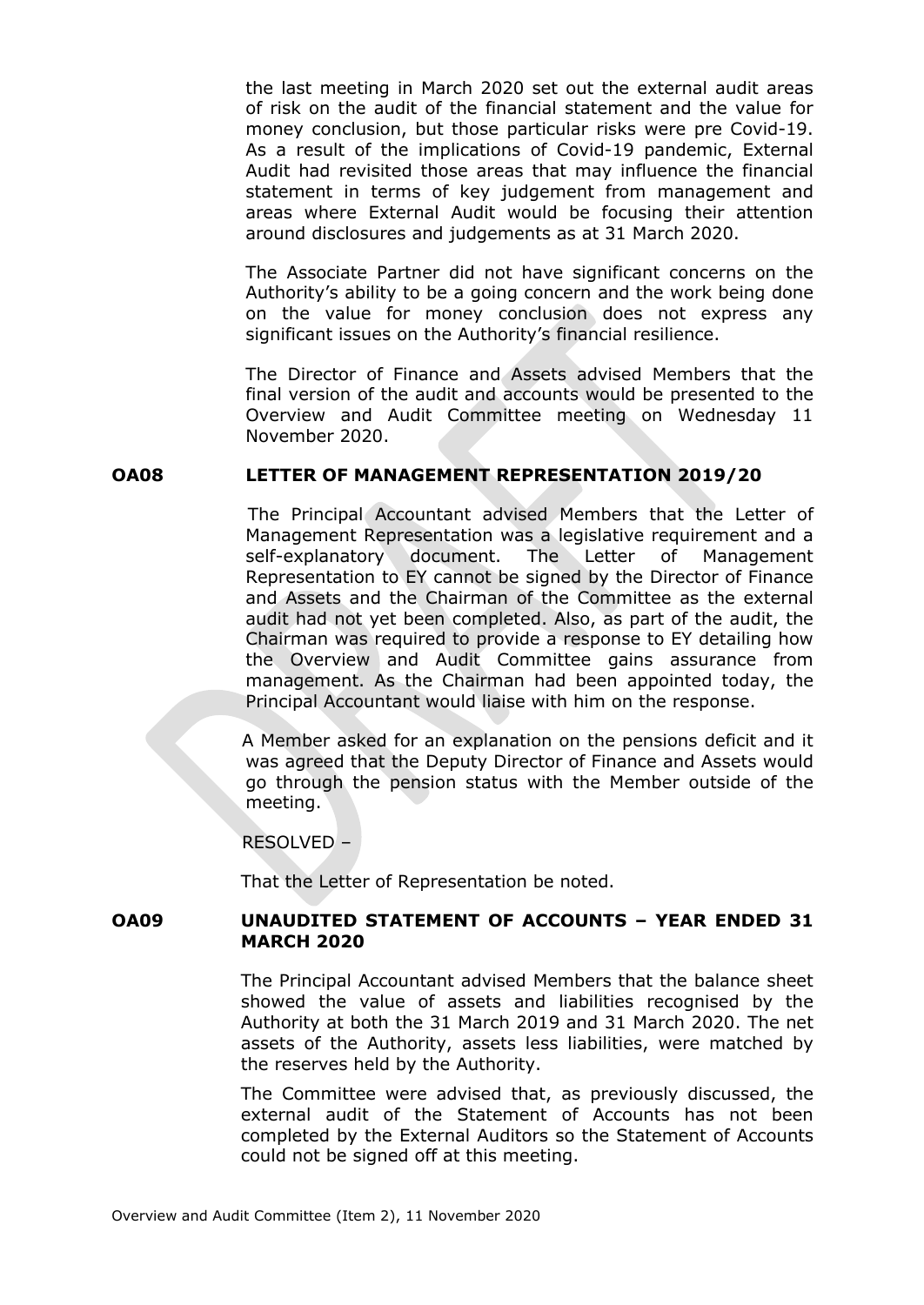the last meeting in March 2020 set out the external audit areas of risk on the audit of the financial statement and the value for money conclusion, but those particular risks were pre Covid-19. As a result of the implications of Covid-19 pandemic, External Audit had revisited those areas that may influence the financial statement in terms of key judgement from management and areas where External Audit would be focusing their attention around disclosures and judgements as at 31 March 2020.

The Associate Partner did not have significant concerns on the Authority's ability to be a going concern and the work being done on the value for money conclusion does not express any significant issues on the Authority's financial resilience.

The Director of Finance and Assets advised Members that the final version of the audit and accounts would be presented to the Overview and Audit Committee meeting on Wednesday 11 November 2020.

## OA08 LETTER OF MANAGEMENT REPRESENTATION 2019/20

The Principal Accountant advised Members that the Letter of Management Representation was a legislative requirement and a self-explanatory document. The Letter of Management Representation to EY cannot be signed by the Director of Finance and Assets and the Chairman of the Committee as the external audit had not yet been completed. Also, as part of the audit, the Chairman was required to provide a response to EY detailing how the Overview and Audit Committee gains assurance from management. As the Chairman had been appointed today, the Principal Accountant would liaise with him on the response.

A Member asked for an explanation on the pensions deficit and it was agreed that the Deputy Director of Finance and Assets would go through the pension status with the Member outside of the meeting.

RESOLVED –

That the Letter of Representation be noted.

## OA09 UNAUDITED STATEMENT OF ACCOUNTS – YEAR ENDED 31 MARCH 2020

The Principal Accountant advised Members that the balance sheet showed the value of assets and liabilities recognised by the Authority at both the 31 March 2019 and 31 March 2020. The net assets of the Authority, assets less liabilities, were matched by the reserves held by the Authority.

The Committee were advised that, as previously discussed, the external audit of the Statement of Accounts has not been completed by the External Auditors so the Statement of Accounts could not be signed off at this meeting.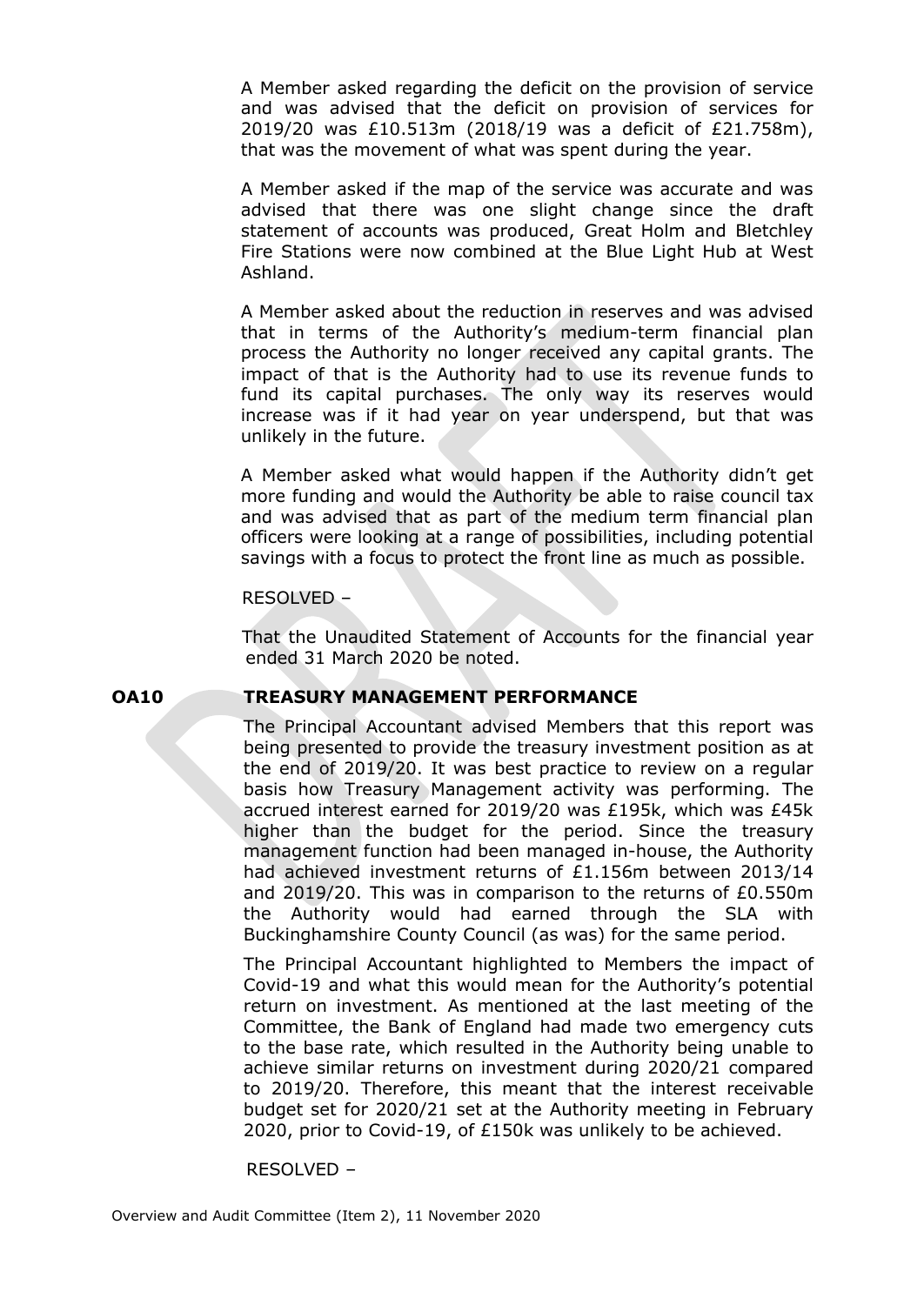A Member asked regarding the deficit on the provision of service and was advised that the deficit on provision of services for 2019/20 was £10.513m (2018/19 was a deficit of £21.758m), that was the movement of what was spent during the year.

A Member asked if the map of the service was accurate and was advised that there was one slight change since the draft statement of accounts was produced, Great Holm and Bletchley Fire Stations were now combined at the Blue Light Hub at West Ashland.

A Member asked about the reduction in reserves and was advised that in terms of the Authority's medium-term financial plan process the Authority no longer received any capital grants. The impact of that is the Authority had to use its revenue funds to fund its capital purchases. The only way its reserves would increase was if it had year on year underspend, but that was unlikely in the future.

A Member asked what would happen if the Authority didn't get more funding and would the Authority be able to raise council tax and was advised that as part of the medium term financial plan officers were looking at a range of possibilities, including potential savings with a focus to protect the front line as much as possible.

RESOLVED –

That the Unaudited Statement of Accounts for the financial year ended 31 March 2020 be noted.

**OA10 TREASURY MANAGEMENT PERFORMANCE**

The Principal Accountant advised Members that this report was being presented to provide the treasury investment position as at the end of 2019/20. It was best practice to review on a regular basis how Treasury Management activity was performing. The accrued interest earned for 2019/20 was £195k, which was £45k higher than the budget for the period. Since the treasury management function had been managed in-house, the Authority had achieved investment returns of £1.156m between 2013/14 and 2019/20. This was in comparison to the returns of £0.550m the Authority would had earned through the SLA with Buckinghamshire County Council (as was) for the same period.

The Principal Accountant highlighted to Members the impact of Covid-19 and what this would mean for the Authority's potential return on investment. As mentioned at the last meeting of the Committee, the Bank of England had made two emergency cuts to the base rate, which resulted in the Authority being unable to achieve similar returns on investment during 2020/21 compared to 2019/20. Therefore, this meant that the interest receivable budget set for 2020/21 set at the Authority meeting in February 2020, prior to Covid-19, of £150k was unlikely to be achieved.

RESOLVED –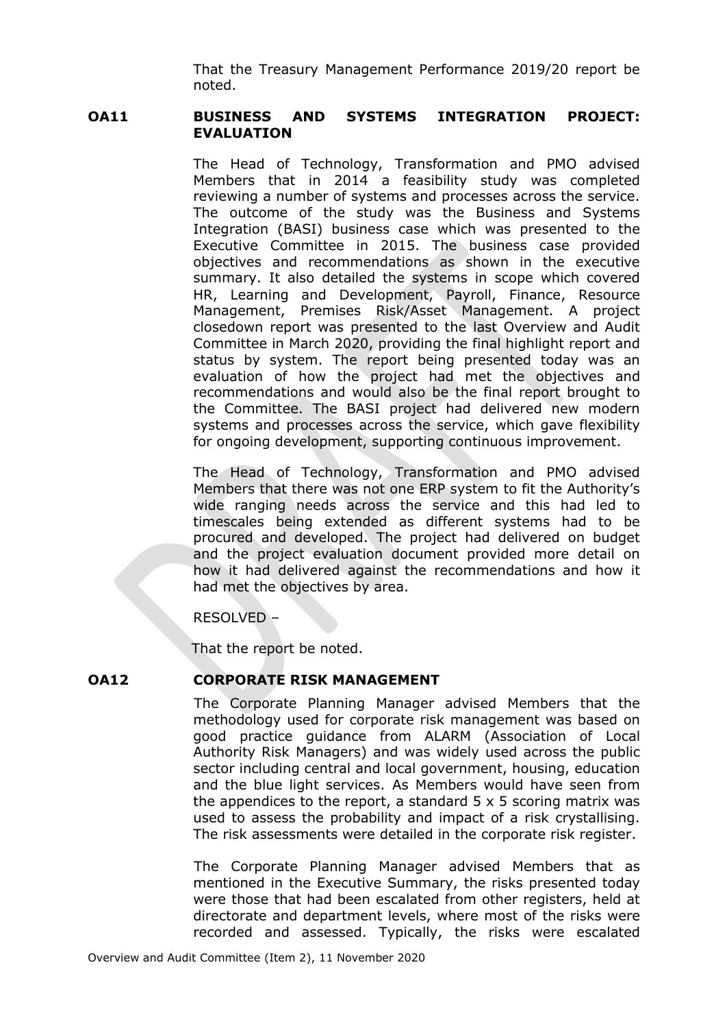That the Treasury Management Performance 2019/20 report be noted.

**OA11 BUSINESS AND SYSTEMS INTEGRATION PROJECT: EVALUATION**

The Head of Technology, Transformation and PMO advised Members that in 2014 a feasibility study was completed reviewing a number of systems and processes across the service. The outcome of the study was the Business and Systems Integration (BASI) business case which was presented to the Executive Committee in 2015. The business case provided objectives and recommendations as shown in the executive summary. It also detailed the systems in scope which covered HR, Learning and Development, Payroll, Finance, Resource Management, Premises Risk/Asset Management. A project closedown report was presented to the last Overview and Audit Committee in March 2020, providing the final highlight report and status by system. The report being presented today was an evaluation of how the project had met the objectives and recommendations and would also be the final report brought to the Committee. The BASI project had delivered new modern systems and processes across the service, which gave flexibility for ongoing development, supporting continuous improvement.

The Head of Technology, Transformation and PMO advised Members that there was not one ERP system to fit the Authority's wide ranging needs across the service and this had led to timescales being extended as different systems had to be procured and developed. The project had delivered on budget and the project evaluation document provided more detail on how it had delivered against the recommendations and how it had met the objectives by area.

RESOLVED –

That the report be noted.

**OA12 CORPORATE RISK MANAGEMENT**

The Corporate Planning Manager advised Members that the methodology used for corporate risk management was based on good practice guidance from ALARM (Association of Local Authority Risk Managers) and was widely used across the public sector including central and local government, housing, education and the blue light services. As Members would have seen from the appendices to the report, a standard 5 x 5 scoring matrix was used to assess the probability and impact of a risk crystallising. The risk assessments were detailed in the corporate risk register.

The Corporate Planning Manager advised Members that as mentioned in the Executive Summary, the risks presented today were those that had been escalated from other registers, held at directorate and department levels, where most of the risks were recorded and assessed. Typically, the risks were escalated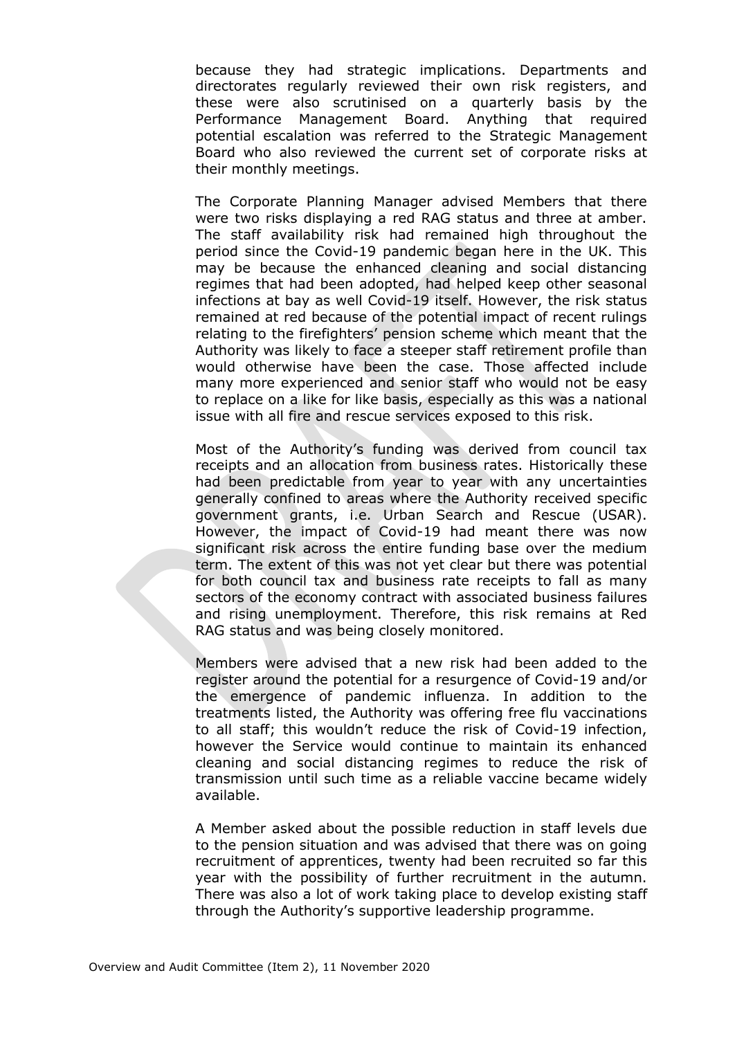because they had strategic implications. Departments and directorates regularly reviewed their own risk registers, and these were also scrutinised on a quarterly basis by the Performance Management Board. Anything that required potential escalation was referred to the Strategic Management Board who also reviewed the current set of corporate risks at their monthly meetings.

The Corporate Planning Manager advised Members that there were two risks displaying a red RAG status and three at amber. The staff availability risk had remained high throughout the period since the Covid-19 pandemic began here in the UK. This may be because the enhanced cleaning and social distancing regimes that had been adopted, had helped keep other seasonal infections at bay as well Covid-19 itself. However, the risk status remained at red because of the potential impact of recent rulings relating to the firefighters' pension scheme which meant that the Authority was likely to face a steeper staff retirement profile than would otherwise have been the case. Those affected include many more experienced and senior staff who would not be easy to replace on a like for like basis, especially as this was a national issue with all fire and rescue services exposed to this risk.

Most of the Authority's funding was derived from council tax receipts and an allocation from business rates. Historically these had been predictable from year to year with any uncertainties generally confined to areas where the Authority received specific government grants, i.e. Urban Search and Rescue (USAR). However, the impact of Covid-19 had meant there was now significant risk across the entire funding base over the medium term. The extent of this was not yet clear but there was potential for both council tax and business rate receipts to fall as many sectors of the economy contract with associated business failures and rising unemployment. Therefore, this risk remains at Red RAG status and was being closely monitored.

Members were advised that a new risk had been added to the register around the potential for a resurgence of Covid-19 and/or the emergence of pandemic influenza. In addition to the treatments listed, the Authority was offering free flu vaccinations to all staff; this wouldn't reduce the risk of Covid-19 infection, however the Service would continue to maintain its enhanced cleaning and social distancing regimes to reduce the risk of transmission until such time as a reliable vaccine became widely available.

A Member asked about the possible reduction in staff levels due to the pension situation and was advised that there was on going recruitment of apprentices, twenty had been recruited so far this year with the possibility of further recruitment in the autumn. There was also a lot of work taking place to develop existing staff through the Authority's supportive leadership programme.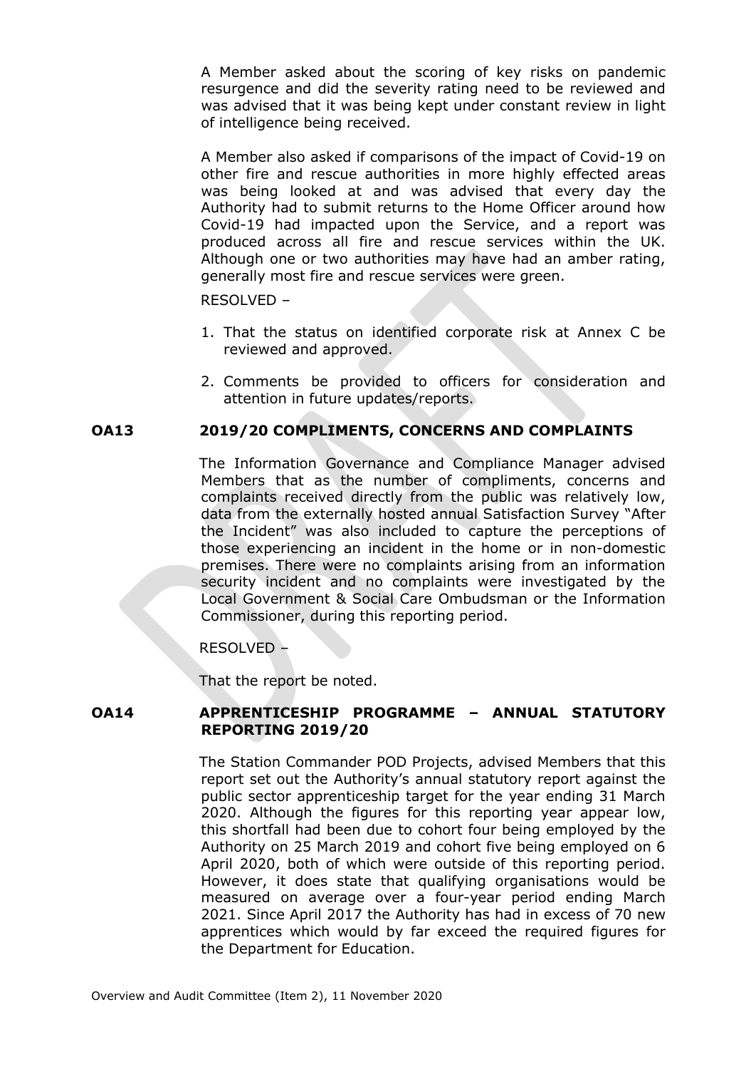A Member asked about the scoring of key risks on pandemic resurgence and did the severity rating need to be reviewed and was advised that it was being kept under constant review in light of intelligence being received.

A Member also asked if comparisons of the impact of Covid-19 on other fire and rescue authorities in more highly effected areas was being looked at and was advised that every day the Authority had to submit returns to the Home Officer around how Covid-19 had impacted upon the Service, and a report was produced across all fire and rescue services within the UK. Although one or two authorities may have had an amber rating, generally most fire and rescue services were green.

RESOLVED –

1. That the status on identified corporate risk at Annex C be reviewed and approved.
2. Comments be provided to officers for consideration and attention in future updates/reports.

## OA13 2019/20 COMPLIMENTS, CONCERNS AND COMPLAINTS

The Information Governance and Compliance Manager advised Members that as the number of compliments, concerns and complaints received directly from the public was relatively low, data from the externally hosted annual Satisfaction Survey "After the Incident" was also included to capture the perceptions of those experiencing an incident in the home or in non-domestic premises. There were no complaints arising from an information security incident and no complaints were investigated by the Local Government & Social Care Ombudsman or the Information Commissioner, during this reporting period.

RESOLVED –

That the report be noted.

## OA14 APPRENTICESHIP PROGRAMME – ANNUAL STATUTORY REPORTING 2019/20

The Station Commander POD Projects, advised Members that this report set out the Authority's annual statutory report against the public sector apprenticeship target for the year ending 31 March 2020. Although the figures for this reporting year appear low, this shortfall had been due to cohort four being employed by the Authority on 25 March 2019 and cohort five being employed on 6 April 2020, both of which were outside of this reporting period. However, it does state that qualifying organisations would be measured on average over a four-year period ending March 2021. Since April 2017 the Authority has had in excess of 70 new apprentices which would by far exceed the required figures for the Department for Education.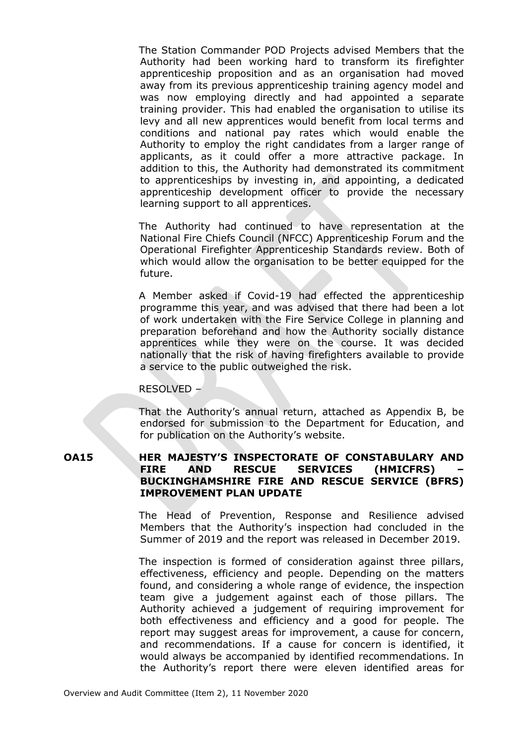The Station Commander POD Projects advised Members that the Authority had been working hard to transform its firefighter apprenticeship proposition and as an organisation had moved away from its previous apprenticeship training agency model and was now employing directly and had appointed a separate training provider. This had enabled the organisation to utilise its levy and all new apprentices would benefit from local terms and conditions and national pay rates which would enable the Authority to employ the right candidates from a larger range of applicants, as it could offer a more attractive package. In addition to this, the Authority had demonstrated its commitment to apprenticeships by investing in, and appointing, a dedicated apprenticeship development officer to provide the necessary learning support to all apprentices.

The Authority had continued to have representation at the National Fire Chiefs Council (NFCC) Apprenticeship Forum and the Operational Firefighter Apprenticeship Standards review. Both of which would allow the organisation to be better equipped for the future.

A Member asked if Covid-19 had effected the apprenticeship programme this year, and was advised that there had been a lot of work undertaken with the Fire Service College in planning and preparation beforehand and how the Authority socially distance apprentices while they were on the course. It was decided nationally that the risk of having firefighters available to provide a service to the public outweighed the risk.

RESOLVED –

That the Authority's annual return, attached as Appendix B, be endorsed for submission to the Department for Education, and for publication on the Authority's website.

**OA15 HER MAJESTY'S INSPECTORATE OF CONSTABULARY AND FIRE AND RESCUE SERVICES (HMICFRS) – BUCKINGHAMSHIRE FIRE AND RESCUE SERVICE (BFRS) IMPROVEMENT PLAN UPDATE**

The Head of Prevention, Response and Resilience advised Members that the Authority's inspection had concluded in the Summer of 2019 and the report was released in December 2019.

The inspection is formed of consideration against three pillars, effectiveness, efficiency and people. Depending on the matters found, and considering a whole range of evidence, the inspection team give a judgement against each of those pillars. The Authority achieved a judgement of requiring improvement for both effectiveness and efficiency and a good for people. The report may suggest areas for improvement, a cause for concern, and recommendations. If a cause for concern is identified, it would always be accompanied by identified recommendations. In the Authority's report there were eleven identified areas for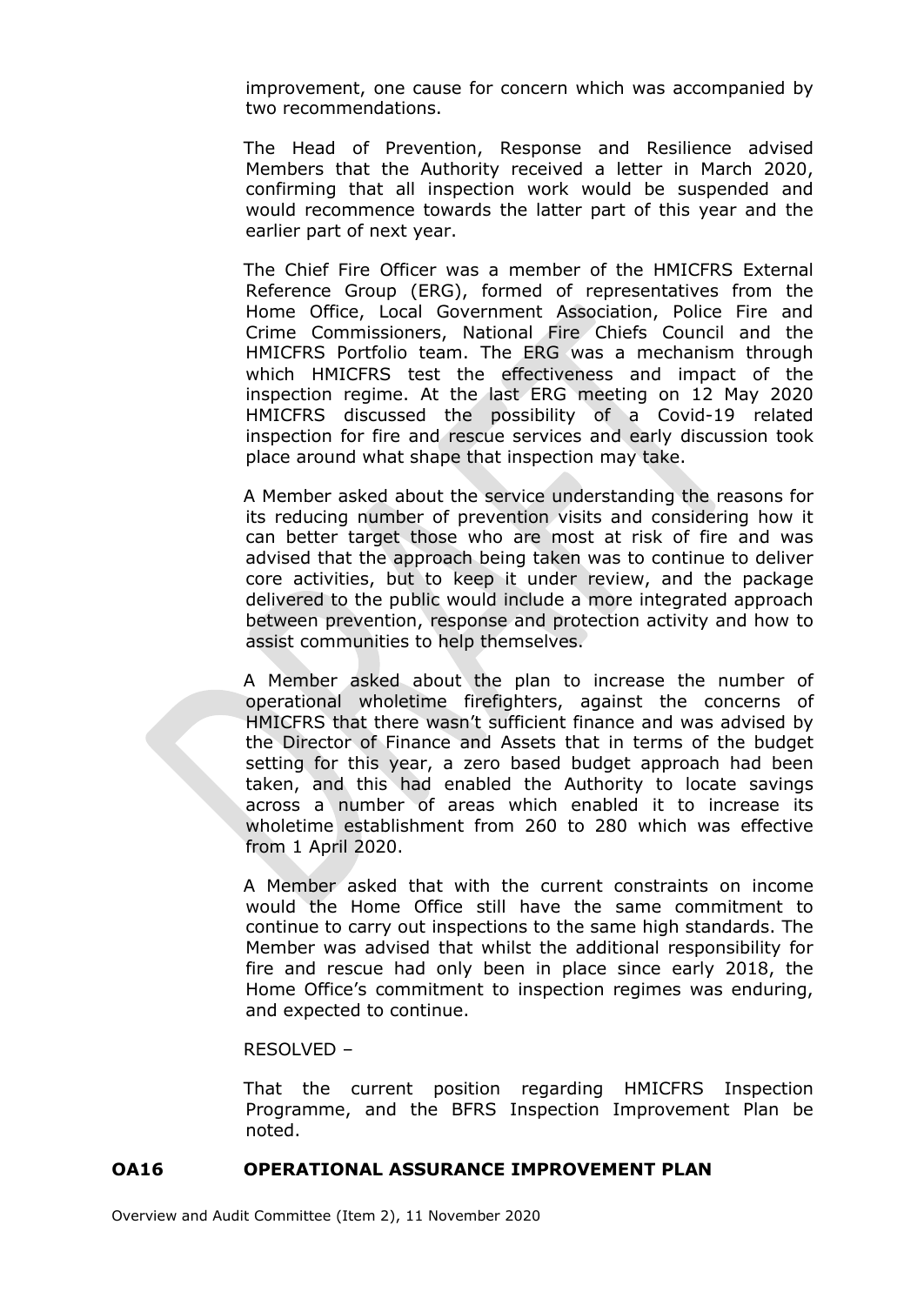improvement, one cause for concern which was accompanied by two recommendations.

The Head of Prevention, Response and Resilience advised Members that the Authority received a letter in March 2020, confirming that all inspection work would be suspended and would recommence towards the latter part of this year and the earlier part of next year.

The Chief Fire Officer was a member of the HMICFRS External Reference Group (ERG), formed of representatives from the Home Office, Local Government Association, Police Fire and Crime Commissioners, National Fire Chiefs Council and the HMICFRS Portfolio team. The ERG was a mechanism through which HMICFRS test the effectiveness and impact of the inspection regime. At the last ERG meeting on 12 May 2020 HMICFRS discussed the possibility of a Covid-19 related inspection for fire and rescue services and early discussion took place around what shape that inspection may take.

A Member asked about the service understanding the reasons for its reducing number of prevention visits and considering how it can better target those who are most at risk of fire and was advised that the approach being taken was to continue to deliver core activities, but to keep it under review, and the package delivered to the public would include a more integrated approach between prevention, response and protection activity and how to assist communities to help themselves.

A Member asked about the plan to increase the number of operational wholetime firefighters, against the concerns of HMICFRS that there wasn't sufficient finance and was advised by the Director of Finance and Assets that in terms of the budget setting for this year, a zero based budget approach had been taken, and this had enabled the Authority to locate savings across a number of areas which enabled it to increase its wholetime establishment from 260 to 280 which was effective from 1 April 2020.

A Member asked that with the current constraints on income would the Home Office still have the same commitment to continue to carry out inspections to the same high standards. The Member was advised that whilst the additional responsibility for fire and rescue had only been in place since early 2018, the Home Office's commitment to inspection regimes was enduring, and expected to continue.

RESOLVED –

That the current position regarding HMICFRS Inspection Programme, and the BFRS Inspection Improvement Plan be noted.

## OA16 OPERATIONAL ASSURANCE IMPROVEMENT PLAN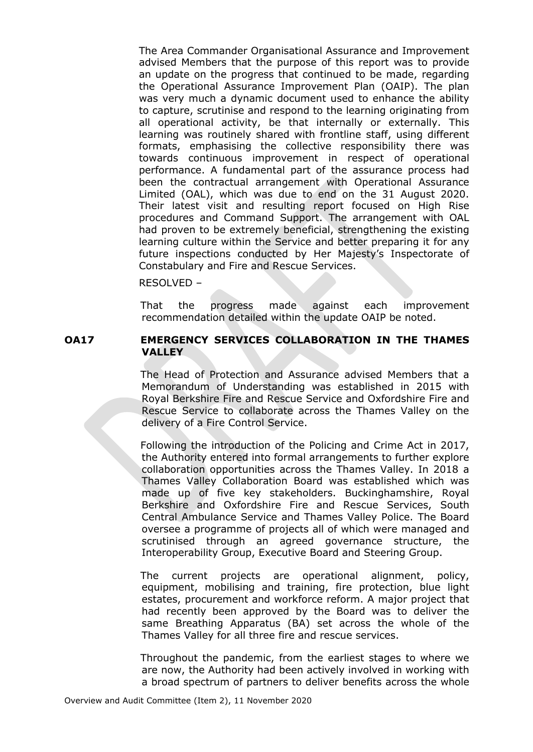The Area Commander Organisational Assurance and Improvement advised Members that the purpose of this report was to provide an update on the progress that continued to be made, regarding the Operational Assurance Improvement Plan (OAIP). The plan was very much a dynamic document used to enhance the ability to capture, scrutinise and respond to the learning originating from all operational activity, be that internally or externally. This learning was routinely shared with frontline staff, using different formats, emphasising the collective responsibility there was towards continuous improvement in respect of operational performance. A fundamental part of the assurance process had been the contractual arrangement with Operational Assurance Limited (OAL), which was due to end on the 31 August 2020. Their latest visit and resulting report focused on High Rise procedures and Command Support. The arrangement with OAL had proven to be extremely beneficial, strengthening the existing learning culture within the Service and better preparing it for any future inspections conducted by Her Majesty's Inspectorate of Constabulary and Fire and Rescue Services.

RESOLVED –

That the progress made against each improvement recommendation detailed within the update OAIP be noted.

**OA17 EMERGENCY SERVICES COLLABORATION IN THE THAMES VALLEY**

The Head of Protection and Assurance advised Members that a Memorandum of Understanding was established in 2015 with Royal Berkshire Fire and Rescue Service and Oxfordshire Fire and Rescue Service to collaborate across the Thames Valley on the delivery of a Fire Control Service.

Following the introduction of the Policing and Crime Act in 2017, the Authority entered into formal arrangements to further explore collaboration opportunities across the Thames Valley. In 2018 a Thames Valley Collaboration Board was established which was made up of five key stakeholders. Buckinghamshire, Royal Berkshire and Oxfordshire Fire and Rescue Services, South Central Ambulance Service and Thames Valley Police. The Board oversee a programme of projects all of which were managed and scrutinised through an agreed governance structure, the Interoperability Group, Executive Board and Steering Group.

The current projects are operational alignment, policy, equipment, mobilising and training, fire protection, blue light estates, procurement and workforce reform. A major project that had recently been approved by the Board was to deliver the same Breathing Apparatus (BA) set across the whole of the Thames Valley for all three fire and rescue services.

Throughout the pandemic, from the earliest stages to where we are now, the Authority had been actively involved in working with a broad spectrum of partners to deliver benefits across the whole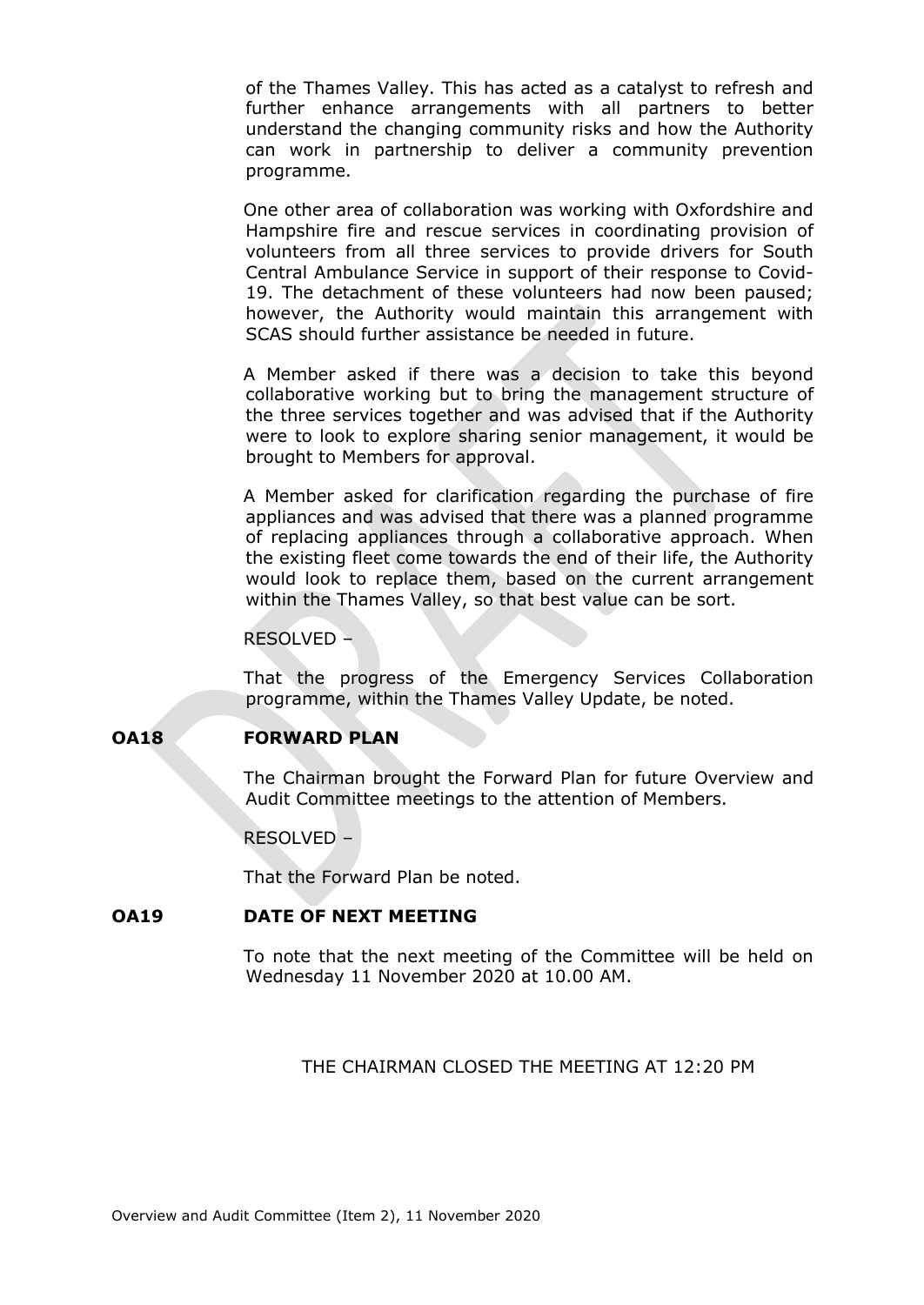of the Thames Valley. This has acted as a catalyst to refresh and further enhance arrangements with all partners to better understand the changing community risks and how the Authority can work in partnership to deliver a community prevention programme.

One other area of collaboration was working with Oxfordshire and Hampshire fire and rescue services in coordinating provision of volunteers from all three services to provide drivers for South Central Ambulance Service in support of their response to Covid-19. The detachment of these volunteers had now been paused; however, the Authority would maintain this arrangement with SCAS should further assistance be needed in future.

A Member asked if there was a decision to take this beyond collaborative working but to bring the management structure of the three services together and was advised that if the Authority were to look to explore sharing senior management, it would be brought to Members for approval.

A Member asked for clarification regarding the purchase of fire appliances and was advised that there was a planned programme of replacing appliances through a collaborative approach. When the existing fleet come towards the end of their life, the Authority would look to replace them, based on the current arrangement within the Thames Valley, so that best value can be sort.

RESOLVED –

That the progress of the Emergency Services Collaboration programme, within the Thames Valley Update, be noted.

**OA18 FORWARD PLAN**

The Chairman brought the Forward Plan for future Overview and Audit Committee meetings to the attention of Members.

RESOLVED –

That the Forward Plan be noted.

**OA19 DATE OF NEXT MEETING**

To note that the next meeting of the Committee will be held on Wednesday 11 November 2020 at 10.00 AM.

THE CHAIRMAN CLOSED THE MEETING AT 12:20 PM